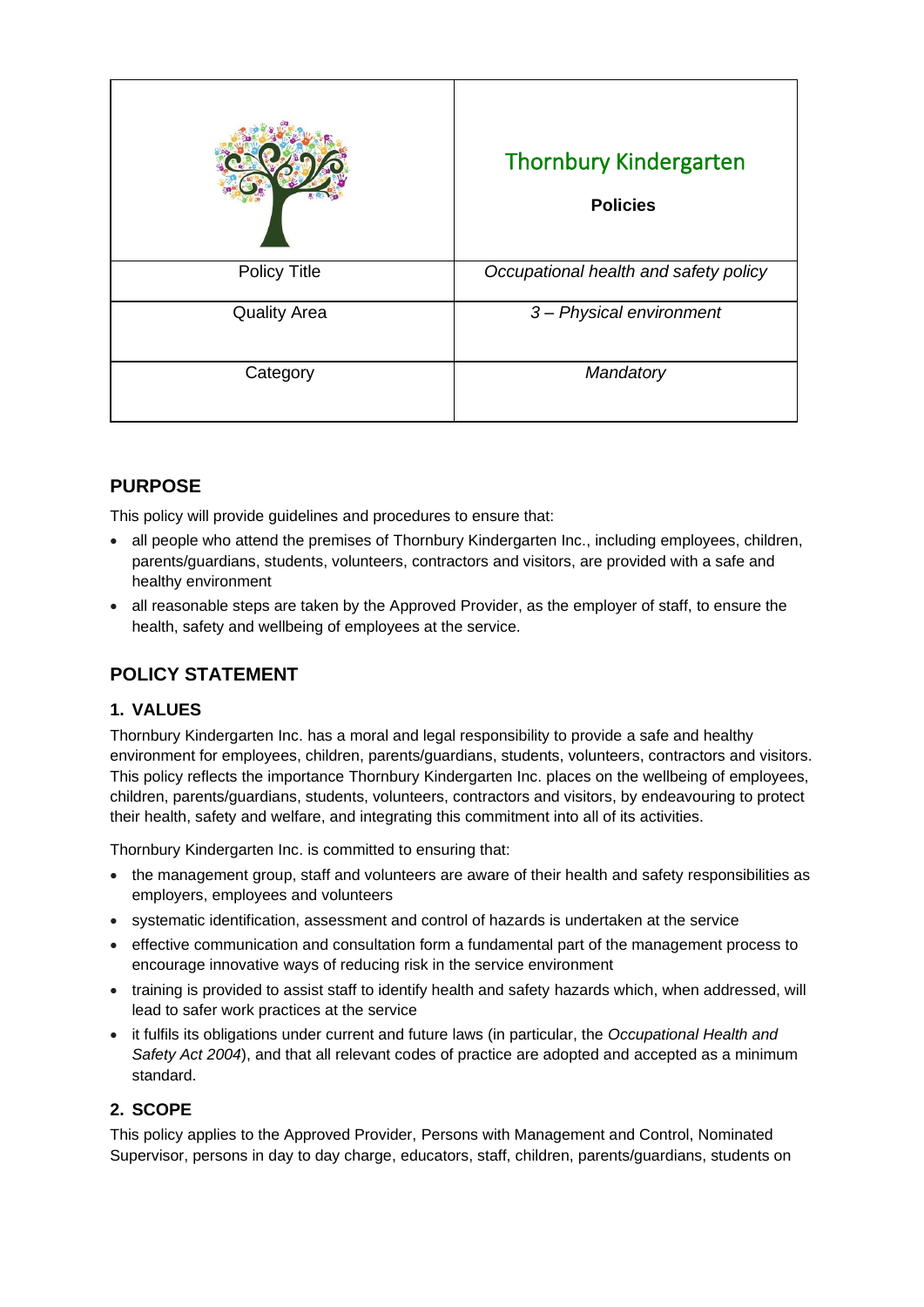| | Thornbury Kindergarten<br>**Policies** |
|---|---|
| Policy Title | *Occupational health and safety policy* |
| Quality Area | *3 – Physical environment* |
| Category | *Mandatory* |

## PURPOSE

This policy will provide guidelines and procedures to ensure that:

- all people who attend the premises of Thornbury Kindergarten Inc., including employees, children, parents/guardians, students, volunteers, contractors and visitors, are provided with a safe and healthy environment
- all reasonable steps are taken by the Approved Provider, as the employer of staff, to ensure the health, safety and wellbeing of employees at the service.

## POLICY STATEMENT

### 1. VALUES

Thornbury Kindergarten Inc. has a moral and legal responsibility to provide a safe and healthy environment for employees, children, parents/guardians, students, volunteers, contractors and visitors. This policy reflects the importance Thornbury Kindergarten Inc. places on the wellbeing of employees, children, parents/guardians, students, volunteers, contractors and visitors, by endeavouring to protect their health, safety and welfare, and integrating this commitment into all of its activities.

Thornbury Kindergarten Inc. is committed to ensuring that:

- the management group, staff and volunteers are aware of their health and safety responsibilities as employers, employees and volunteers
- systematic identification, assessment and control of hazards is undertaken at the service
- effective communication and consultation form a fundamental part of the management process to encourage innovative ways of reducing risk in the service environment
- training is provided to assist staff to identify health and safety hazards which, when addressed, will lead to safer work practices at the service
- it fulfils its obligations under current and future laws (in particular, the *Occupational Health and Safety Act 2004*), and that all relevant codes of practice are adopted and accepted as a minimum standard.

### 2. SCOPE

This policy applies to the Approved Provider, Persons with Management and Control, Nominated Supervisor, persons in day to day charge, educators, staff, children, parents/guardians, students on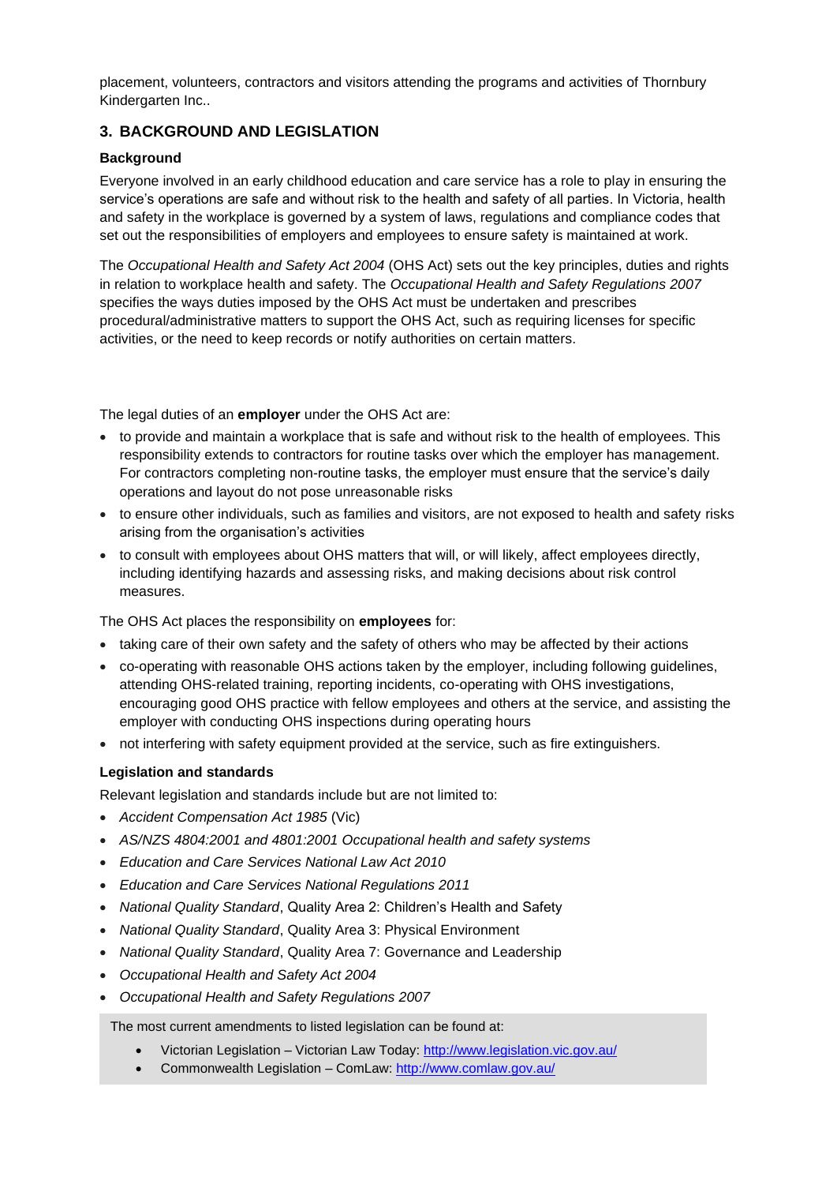placement, volunteers, contractors and visitors attending the programs and activities of Thornbury Kindergarten Inc..

## 3. BACKGROUND AND LEGISLATION

### Background

Everyone involved in an early childhood education and care service has a role to play in ensuring the service's operations are safe and without risk to the health and safety of all parties. In Victoria, health and safety in the workplace is governed by a system of laws, regulations and compliance codes that set out the responsibilities of employers and employees to ensure safety is maintained at work.

The *Occupational Health and Safety Act 2004* (OHS Act) sets out the key principles, duties and rights in relation to workplace health and safety. The *Occupational Health and Safety Regulations 2007* specifies the ways duties imposed by the OHS Act must be undertaken and prescribes procedural/administrative matters to support the OHS Act, such as requiring licenses for specific activities, or the need to keep records or notify authorities on certain matters.

The legal duties of an **employer** under the OHS Act are:

- to provide and maintain a workplace that is safe and without risk to the health of employees. This responsibility extends to contractors for routine tasks over which the employer has management. For contractors completing non-routine tasks, the employer must ensure that the service's daily operations and layout do not pose unreasonable risks
- to ensure other individuals, such as families and visitors, are not exposed to health and safety risks arising from the organisation's activities
- to consult with employees about OHS matters that will, or will likely, affect employees directly, including identifying hazards and assessing risks, and making decisions about risk control measures.

The OHS Act places the responsibility on **employees** for:

- taking care of their own safety and the safety of others who may be affected by their actions
- co-operating with reasonable OHS actions taken by the employer, including following guidelines, attending OHS-related training, reporting incidents, co-operating with OHS investigations, encouraging good OHS practice with fellow employees and others at the service, and assisting the employer with conducting OHS inspections during operating hours
- not interfering with safety equipment provided at the service, such as fire extinguishers.

### Legislation and standards

Relevant legislation and standards include but are not limited to:

- *Accident Compensation Act 1985* (Vic)
- *AS/NZS 4804:2001 and 4801:2001 Occupational health and safety systems*
- *Education and Care Services National Law Act 2010*
- *Education and Care Services National Regulations 2011*
- *National Quality Standard*, Quality Area 2: Children's Health and Safety
- *National Quality Standard*, Quality Area 3: Physical Environment
- *National Quality Standard*, Quality Area 7: Governance and Leadership
- *Occupational Health and Safety Act 2004*
- *Occupational Health and Safety Regulations 2007*

The most current amendments to listed legislation can be found at:

- Victorian Legislation – Victorian Law Today: http://www.legislation.vic.gov.au/
- Commonwealth Legislation – ComLaw: http://www.comlaw.gov.au/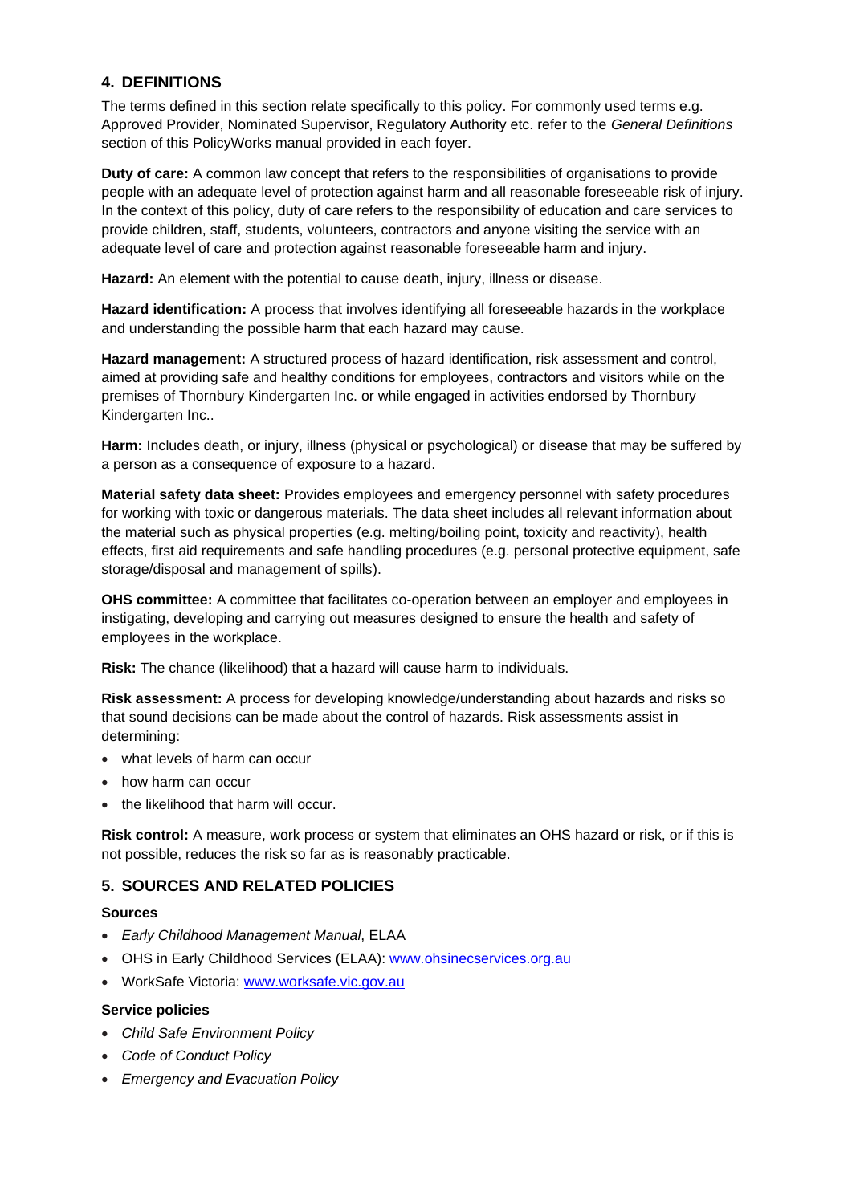## 4. DEFINITIONS

The terms defined in this section relate specifically to this policy. For commonly used terms e.g. Approved Provider, Nominated Supervisor, Regulatory Authority etc. refer to the *General Definitions* section of this PolicyWorks manual provided in each foyer.

**Duty of care:** A common law concept that refers to the responsibilities of organisations to provide people with an adequate level of protection against harm and all reasonable foreseeable risk of injury. In the context of this policy, duty of care refers to the responsibility of education and care services to provide children, staff, students, volunteers, contractors and anyone visiting the service with an adequate level of care and protection against reasonable foreseeable harm and injury.

**Hazard:** An element with the potential to cause death, injury, illness or disease.

**Hazard identification:** A process that involves identifying all foreseeable hazards in the workplace and understanding the possible harm that each hazard may cause.

**Hazard management:** A structured process of hazard identification, risk assessment and control, aimed at providing safe and healthy conditions for employees, contractors and visitors while on the premises of Thornbury Kindergarten Inc. or while engaged in activities endorsed by Thornbury Kindergarten Inc..

**Harm:** Includes death, or injury, illness (physical or psychological) or disease that may be suffered by a person as a consequence of exposure to a hazard.

**Material safety data sheet:** Provides employees and emergency personnel with safety procedures for working with toxic or dangerous materials. The data sheet includes all relevant information about the material such as physical properties (e.g. melting/boiling point, toxicity and reactivity), health effects, first aid requirements and safe handling procedures (e.g. personal protective equipment, safe storage/disposal and management of spills).

**OHS committee:** A committee that facilitates co-operation between an employer and employees in instigating, developing and carrying out measures designed to ensure the health and safety of employees in the workplace.

**Risk:** The chance (likelihood) that a hazard will cause harm to individuals.

**Risk assessment:** A process for developing knowledge/understanding about hazards and risks so that sound decisions can be made about the control of hazards. Risk assessments assist in determining:

- what levels of harm can occur
- how harm can occur
- the likelihood that harm will occur.

**Risk control:** A measure, work process or system that eliminates an OHS hazard or risk, or if this is not possible, reduces the risk so far as is reasonably practicable.

## 5. SOURCES AND RELATED POLICIES

**Sources**

- *Early Childhood Management Manual*, ELAA
- OHS in Early Childhood Services (ELAA): www.ohsinecservices.org.au
- WorkSafe Victoria: www.worksafe.vic.gov.au

**Service policies**

- *Child Safe Environment Policy*
- *Code of Conduct Policy*
- *Emergency and Evacuation Policy*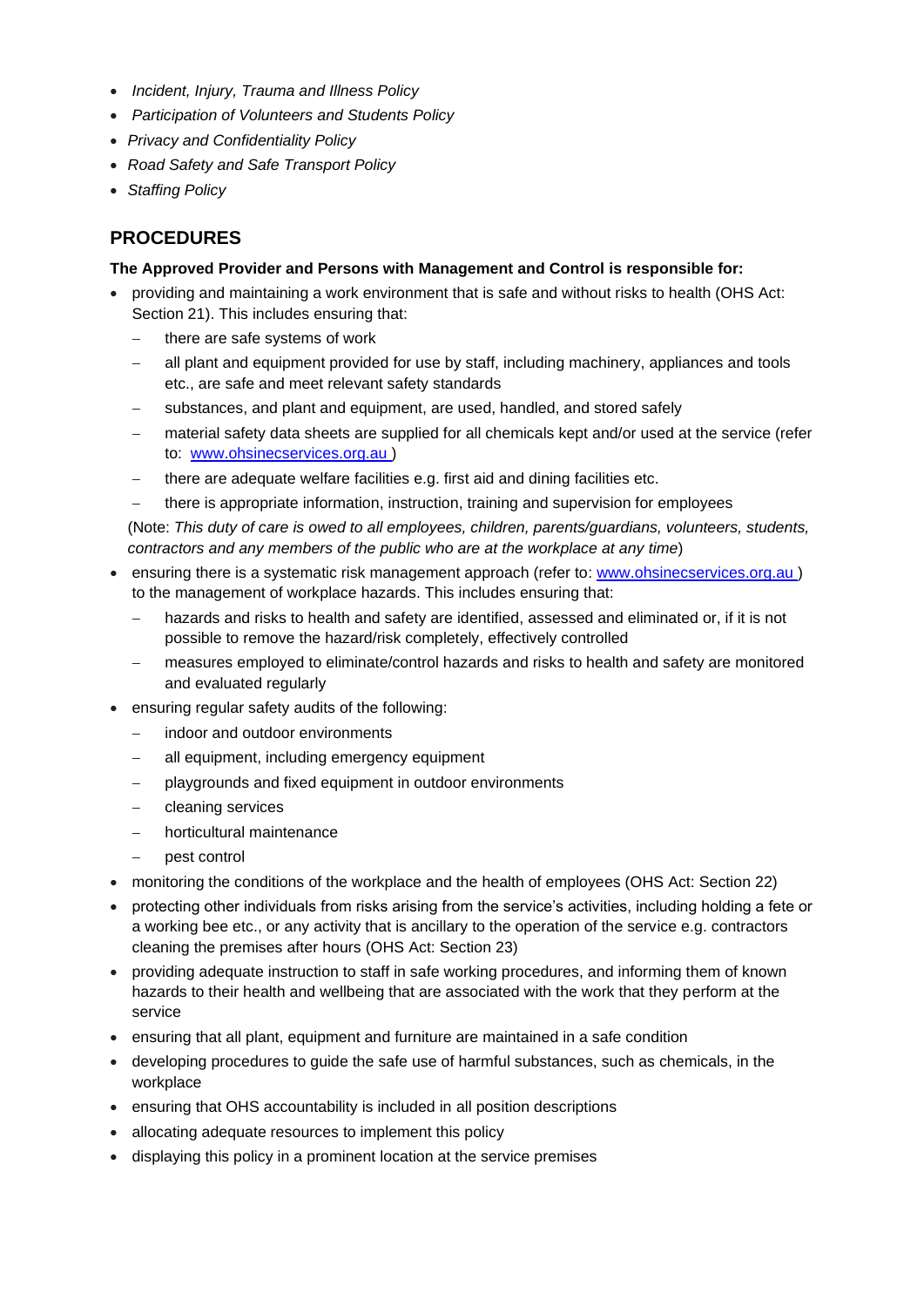- *Incident, Injury, Trauma and Illness Policy*
- *Participation of Volunteers and Students Policy*
- *Privacy and Confidentiality Policy*
- *Road Safety and Safe Transport Policy*
- *Staffing Policy*

## PROCEDURES

**The Approved Provider and Persons with Management and Control is responsible for:**

- providing and maintaining a work environment that is safe and without risks to health (OHS Act: Section 21). This includes ensuring that:
  - there are safe systems of work
  - all plant and equipment provided for use by staff, including machinery, appliances and tools etc., are safe and meet relevant safety standards
  - substances, and plant and equipment, are used, handled, and stored safely
  - material safety data sheets are supplied for all chemicals kept and/or used at the service (refer to: [www.ohsinecservices.org.au](www.ohsinecservices.org.au) )
  - there are adequate welfare facilities e.g. first aid and dining facilities etc.
  - there is appropriate information, instruction, training and supervision for employees

  (Note: *This duty of care is owed to all employees, children, parents/guardians, volunteers, students, contractors and any members of the public who are at the workplace at any time*)
- ensuring there is a systematic risk management approach (refer to: [www.ohsinecservices.org.au](www.ohsinecservices.org.au) ) to the management of workplace hazards. This includes ensuring that:
  - hazards and risks to health and safety are identified, assessed and eliminated or, if it is not possible to remove the hazard/risk completely, effectively controlled
  - measures employed to eliminate/control hazards and risks to health and safety are monitored and evaluated regularly
- ensuring regular safety audits of the following:
  - indoor and outdoor environments
  - all equipment, including emergency equipment
  - playgrounds and fixed equipment in outdoor environments
  - cleaning services
  - horticultural maintenance
  - pest control
- monitoring the conditions of the workplace and the health of employees (OHS Act: Section 22)
- protecting other individuals from risks arising from the service's activities, including holding a fete or a working bee etc., or any activity that is ancillary to the operation of the service e.g. contractors cleaning the premises after hours (OHS Act: Section 23)
- providing adequate instruction to staff in safe working procedures, and informing them of known hazards to their health and wellbeing that are associated with the work that they perform at the service
- ensuring that all plant, equipment and furniture are maintained in a safe condition
- developing procedures to guide the safe use of harmful substances, such as chemicals, in the workplace
- ensuring that OHS accountability is included in all position descriptions
- allocating adequate resources to implement this policy
- displaying this policy in a prominent location at the service premises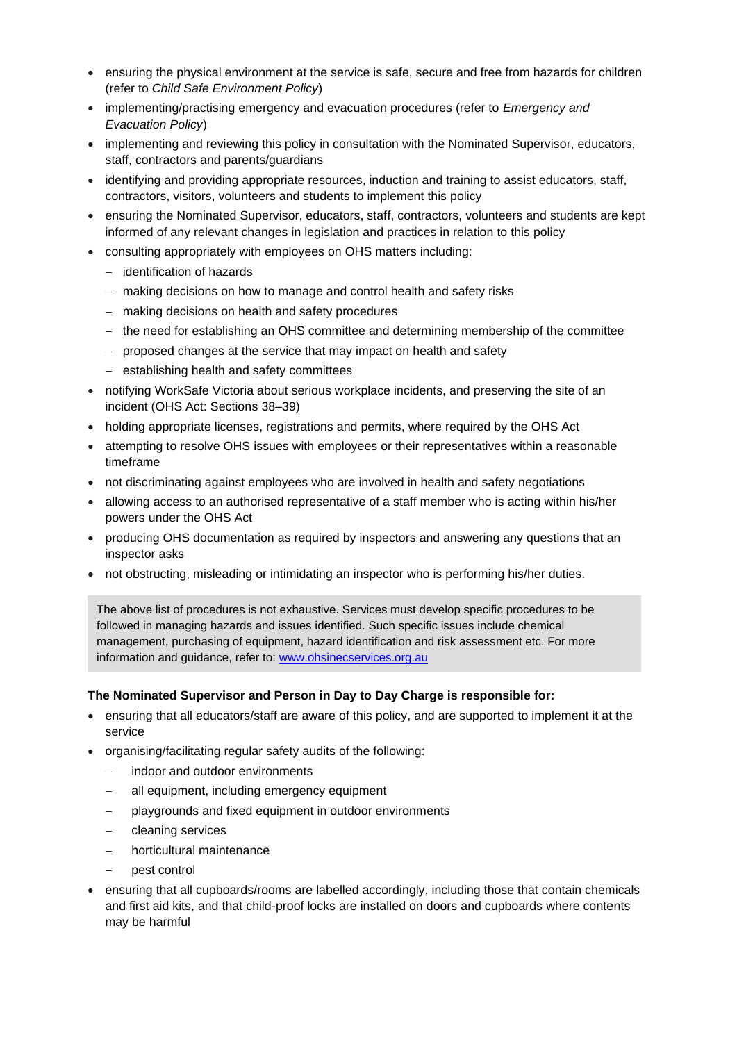- ensuring the physical environment at the service is safe, secure and free from hazards for children (refer to *Child Safe Environment Policy*)
- implementing/practising emergency and evacuation procedures (refer to *Emergency and Evacuation Policy*)
- implementing and reviewing this policy in consultation with the Nominated Supervisor, educators, staff, contractors and parents/guardians
- identifying and providing appropriate resources, induction and training to assist educators, staff, contractors, visitors, volunteers and students to implement this policy
- ensuring the Nominated Supervisor, educators, staff, contractors, volunteers and students are kept informed of any relevant changes in legislation and practices in relation to this policy
- consulting appropriately with employees on OHS matters including:
  - identification of hazards
  - making decisions on how to manage and control health and safety risks
  - making decisions on health and safety procedures
  - the need for establishing an OHS committee and determining membership of the committee
  - proposed changes at the service that may impact on health and safety
  - establishing health and safety committees
- notifying WorkSafe Victoria about serious workplace incidents, and preserving the site of an incident (OHS Act: Sections 38–39)
- holding appropriate licenses, registrations and permits, where required by the OHS Act
- attempting to resolve OHS issues with employees or their representatives within a reasonable timeframe
- not discriminating against employees who are involved in health and safety negotiations
- allowing access to an authorised representative of a staff member who is acting within his/her powers under the OHS Act
- producing OHS documentation as required by inspectors and answering any questions that an inspector asks
- not obstructing, misleading or intimidating an inspector who is performing his/her duties.

> The above list of procedures is not exhaustive. Services must develop specific procedures to be followed in managing hazards and issues identified. Such specific issues include chemical management, purchasing of equipment, hazard identification and risk assessment etc. For more information and guidance, refer to: [www.ohsinecservices.org.au](http://www.ohsinecservices.org.au)

**The Nominated Supervisor and Person in Day to Day Charge is responsible for:**

- ensuring that all educators/staff are aware of this policy, and are supported to implement it at the service
- organising/facilitating regular safety audits of the following:
  - indoor and outdoor environments
  - all equipment, including emergency equipment
  - playgrounds and fixed equipment in outdoor environments
  - cleaning services
  - horticultural maintenance
  - pest control
- ensuring that all cupboards/rooms are labelled accordingly, including those that contain chemicals and first aid kits, and that child-proof locks are installed on doors and cupboards where contents may be harmful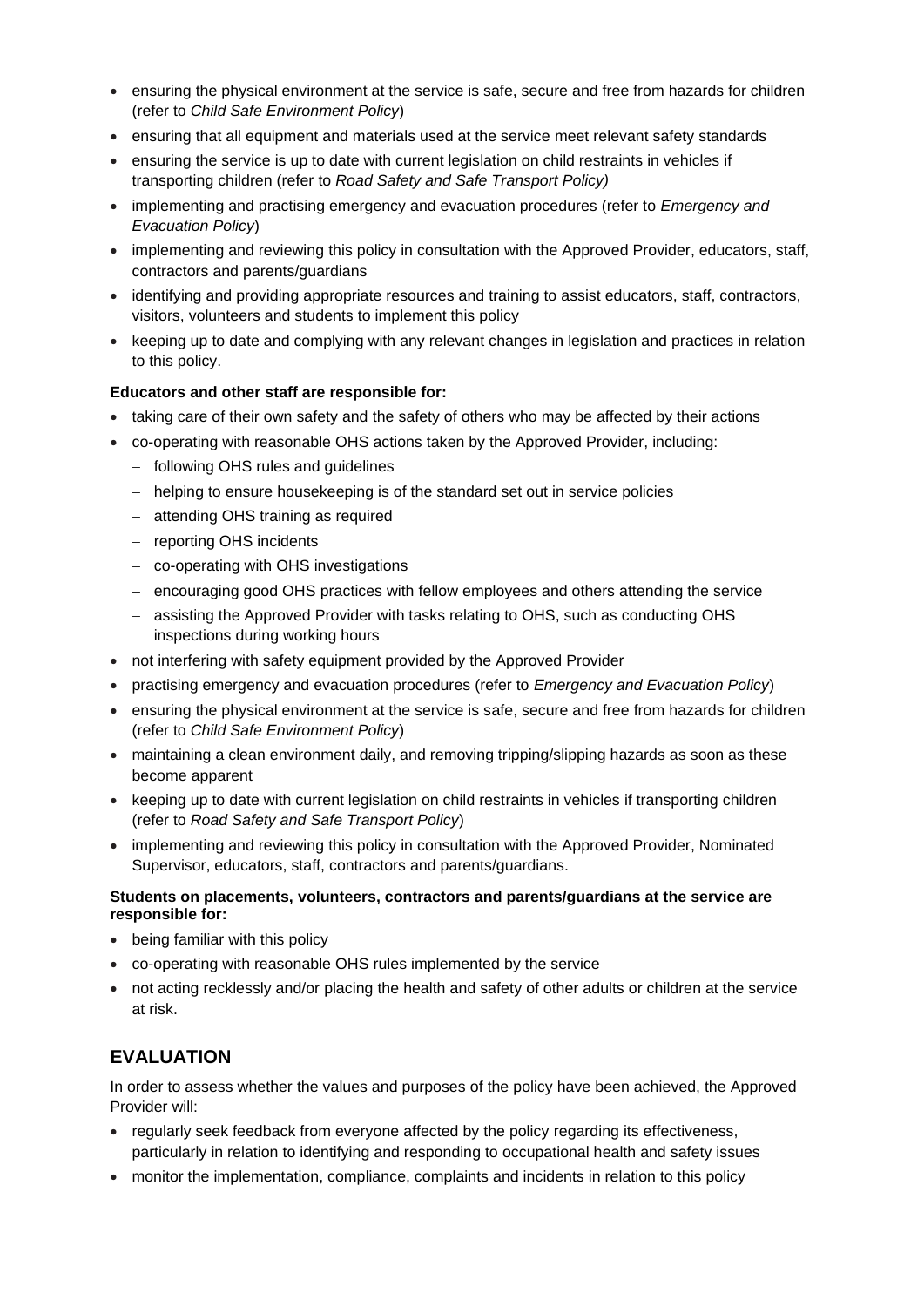- ensuring the physical environment at the service is safe, secure and free from hazards for children (refer to *Child Safe Environment Policy*)
- ensuring that all equipment and materials used at the service meet relevant safety standards
- ensuring the service is up to date with current legislation on child restraints in vehicles if transporting children (refer to *Road Safety and Safe Transport Policy)*
- implementing and practising emergency and evacuation procedures (refer to *Emergency and Evacuation Policy*)
- implementing and reviewing this policy in consultation with the Approved Provider, educators, staff, contractors and parents/guardians
- identifying and providing appropriate resources and training to assist educators, staff, contractors, visitors, volunteers and students to implement this policy
- keeping up to date and complying with any relevant changes in legislation and practices in relation to this policy.

**Educators and other staff are responsible for:**

- taking care of their own safety and the safety of others who may be affected by their actions
- co-operating with reasonable OHS actions taken by the Approved Provider, including:
  - following OHS rules and guidelines
  - helping to ensure housekeeping is of the standard set out in service policies
  - attending OHS training as required
  - reporting OHS incidents
  - co-operating with OHS investigations
  - encouraging good OHS practices with fellow employees and others attending the service
  - assisting the Approved Provider with tasks relating to OHS, such as conducting OHS inspections during working hours
- not interfering with safety equipment provided by the Approved Provider
- practising emergency and evacuation procedures (refer to *Emergency and Evacuation Policy*)
- ensuring the physical environment at the service is safe, secure and free from hazards for children (refer to *Child Safe Environment Policy*)
- maintaining a clean environment daily, and removing tripping/slipping hazards as soon as these become apparent
- keeping up to date with current legislation on child restraints in vehicles if transporting children (refer to *Road Safety and Safe Transport Policy*)
- implementing and reviewing this policy in consultation with the Approved Provider, Nominated Supervisor, educators, staff, contractors and parents/guardians.

**Students on placements, volunteers, contractors and parents/guardians at the service are responsible for:**

- being familiar with this policy
- co-operating with reasonable OHS rules implemented by the service
- not acting recklessly and/or placing the health and safety of other adults or children at the service at risk.

## EVALUATION

In order to assess whether the values and purposes of the policy have been achieved, the Approved Provider will:

- regularly seek feedback from everyone affected by the policy regarding its effectiveness, particularly in relation to identifying and responding to occupational health and safety issues
- monitor the implementation, compliance, complaints and incidents in relation to this policy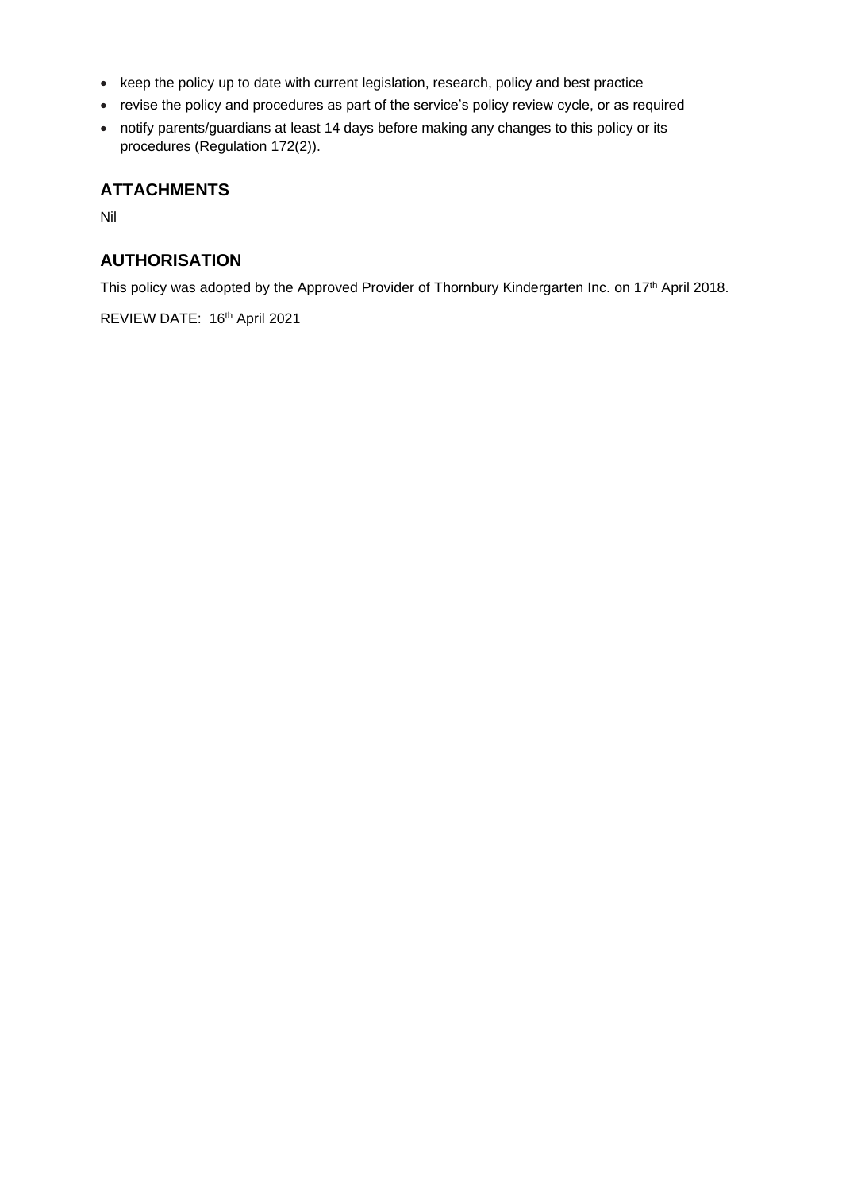- keep the policy up to date with current legislation, research, policy and best practice
- revise the policy and procedures as part of the service's policy review cycle, or as required
- notify parents/guardians at least 14 days before making any changes to this policy or its procedures (Regulation 172(2)).

## ATTACHMENTS

Nil

## AUTHORISATION

This policy was adopted by the Approved Provider of Thornbury Kindergarten Inc. on 17th April 2018.

REVIEW DATE: 16th April 2021